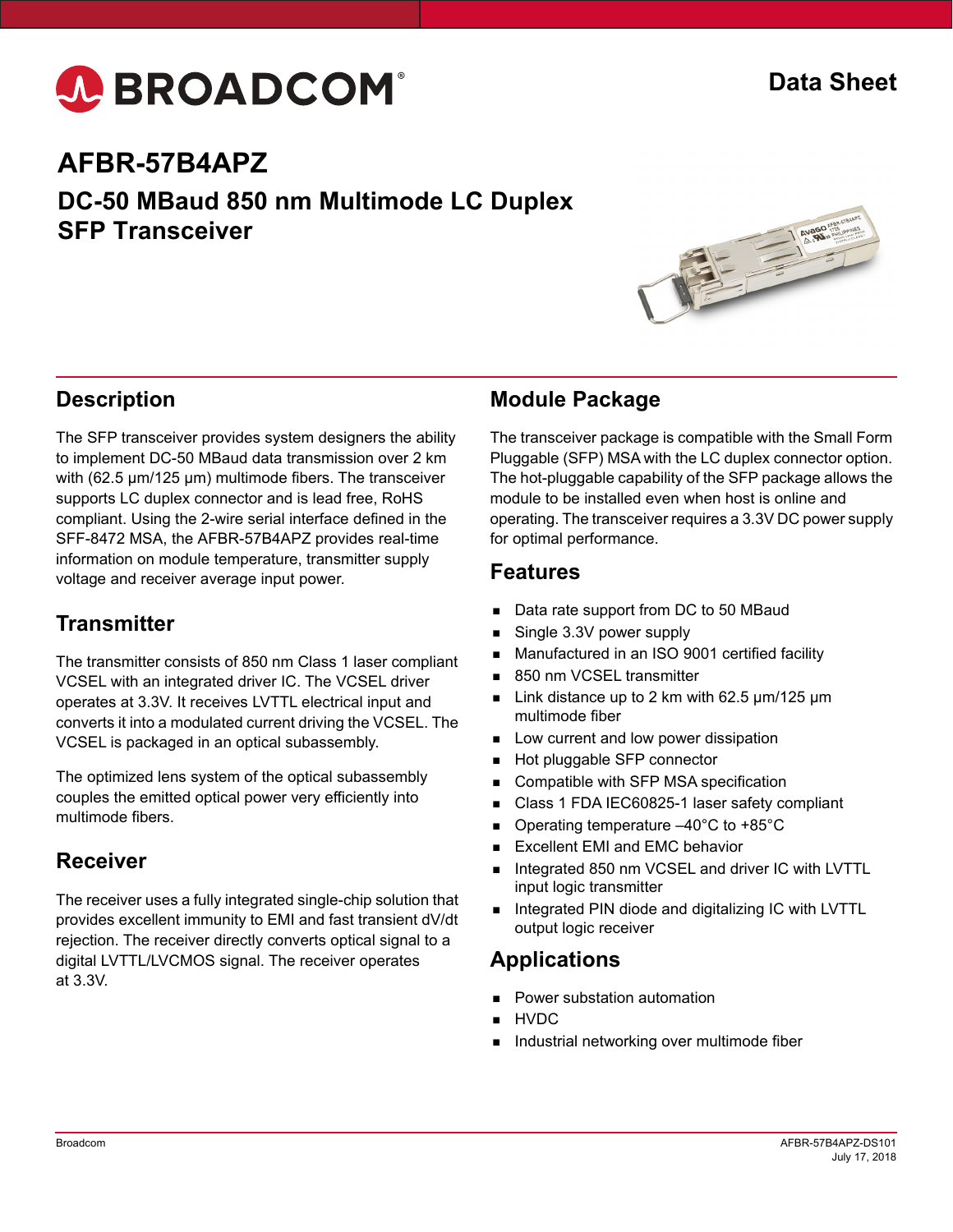# AFBR-57B4APZ

## DC-50 MBaud 850 nm Multimode LC Duplex SFP Transceiver

Data Sheet

## Description

The SFP transceiver provides system designers the ability to implement DC-50 MBaud data transmission over 2 km with (62.5 µm/125 µm) multimode fibers. The transceiver supports LC duplex connector and is lead free, RoHS compliant. Using the 2-wire serial interface defined in the SFF-8472 MSA, the AFBR-57B4APZ provides real-time information on module temperature, transmitter supply voltage and receiver average input power.

## Transmitter

The transmitter consists of 850 nm Class 1 laser compliant VCSEL with an integrated driver IC. The VCSEL driver operates at 3.3V. It receives LVTTL electrical input and converts it into a modulated current driving the VCSEL. The VCSEL is packaged in an optical subassembly.

The optimized lens system of the optical subassembly couples the emitted optical power very efficiently into multimode fibers.

## Receiver

The receiver uses a fully integrated single-chip solution that provides excellent immunity to EMI and fast transient dV/dt rejection. The receiver directly converts optical signal to a digital LVTTL/LVCMOS signal. The receiver operates at 3.3V.

## Module Package

The transceiver package is compatible with the Small Form Pluggable (SFP) MSA with the LC duplex connector option. The hot-pluggable capability of the SFP package allows the module to be installed even when host is online and operating. The transceiver requires a 3.3V DC power supply for optimal performance.

## Features

- Data rate support from DC to 50 MBaud
- Single 3.3V power supply
- Manufactured in an ISO 9001 certified facility
- 850 nm VCSEL transmitter
- Link distance up to 2 km with 62.5 µm/125 µm multimode fiber
- Low current and low power dissipation
- Hot pluggable SFP connector
- Compatible with SFP MSA specification
- Class 1 FDA IEC60825-1 laser safety compliant
- Operating temperature –40°C to +85°C
- Excellent EMI and EMC behavior
- Integrated 850 nm VCSEL and driver IC with LVTTL input logic transmitter
- Integrated PIN diode and digitalizing IC with LVTTL output logic receiver

## Applications

- Power substation automation
- HVDC
- Industrial networking over multimode fiber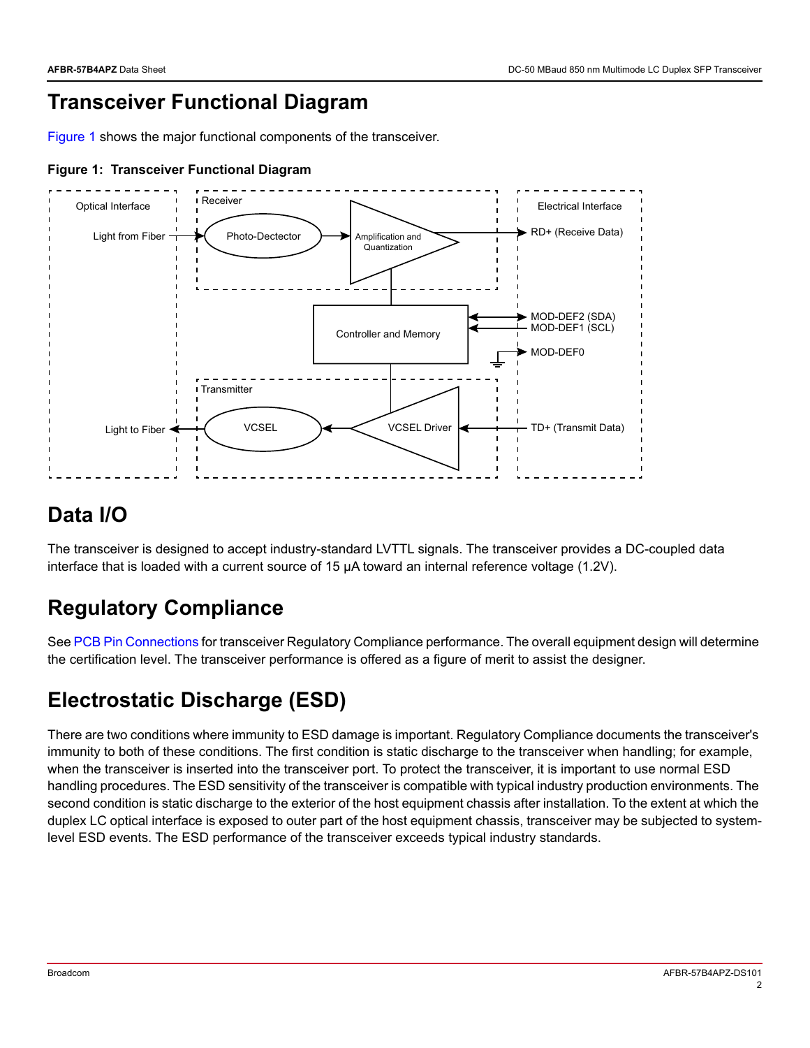# Transceiver Functional Diagram

Figure 1 shows the major functional components of the transceiver.

**Figure 1: Transceiver Functional Diagram**

Optical Interface

Light from Fiber

Light to Fiber

Receiver

Photo-Dectector

Amplification and Quantization

Controller and Memory

Transmitter

VCSEL

VCSEL Driver

Electrical Interface

RD+ (Receive Data)

MOD-DEF2 (SDA)

MOD-DEF1 (SCL)

MOD-DEF0

TD+ (Transmit Data)

# Data I/O

The transceiver is designed to accept industry-standard LVTTL signals. The transceiver provides a DC-coupled data interface that is loaded with a current source of 15 µA toward an internal reference voltage (1.2V).

# Regulatory Compliance

See PCB Pin Connections for transceiver Regulatory Compliance performance. The overall equipment design will determine the certification level. The transceiver performance is offered as a figure of merit to assist the designer.

# Electrostatic Discharge (ESD)

There are two conditions where immunity to ESD damage is important. Regulatory Compliance documents the transceiver's immunity to both of these conditions. The first condition is static discharge to the transceiver when handling; for example, when the transceiver is inserted into the transceiver port. To protect the transceiver, it is important to use normal ESD handling procedures. The ESD sensitivity of the transceiver is compatible with typical industry production environments. The second condition is static discharge to the exterior of the host equipment chassis after installation. To the extent at which the duplex LC optical interface is exposed to outer part of the host equipment chassis, transceiver may be subjected to system-level ESD events. The ESD performance of the transceiver exceeds typical industry standards.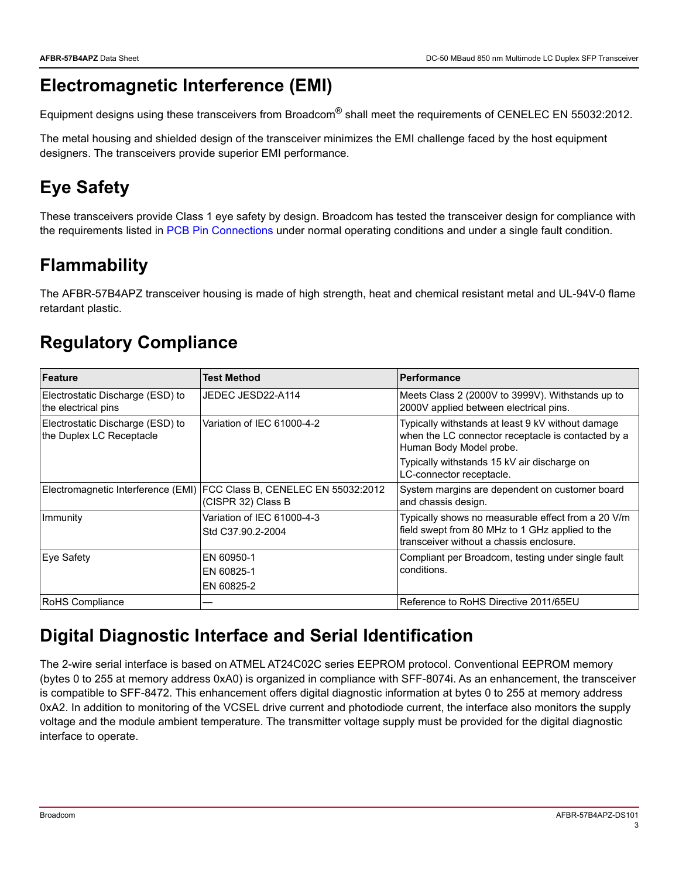# Electromagnetic Interference (EMI)

Equipment designs using these transceivers from Broadcom® shall meet the requirements of CENELEC EN 55032:2012.

The metal housing and shielded design of the transceiver minimizes the EMI challenge faced by the host equipment designers. The transceivers provide superior EMI performance.

# Eye Safety

These transceivers provide Class 1 eye safety by design. Broadcom has tested the transceiver design for compliance with the requirements listed in PCB Pin Connections under normal operating conditions and under a single fault condition.

# Flammability

The AFBR-57B4APZ transceiver housing is made of high strength, heat and chemical resistant metal and UL-94V-0 flame retardant plastic.

# Regulatory Compliance

| Feature | Test Method | Performance |
|---|---|---|
| Electrostatic Discharge (ESD) to the electrical pins | JEDEC JESD22-A114 | Meets Class 2 (2000V to 3999V). Withstands up to 2000V applied between electrical pins. |
| Electrostatic Discharge (ESD) to the Duplex LC Receptacle | Variation of IEC 61000-4-2 | Typically withstands at least 9 kV without damage when the LC connector receptacle is contacted by a Human Body Model probe.<br>Typically withstands 15 kV air discharge on LC-connector receptacle. |
| Electromagnetic Interference (EMI) | FCC Class B, CENELEC EN 55032:2012 (CISPR 32) Class B | System margins are dependent on customer board and chassis design. |
| Immunity | Variation of IEC 61000-4-3<br>Std C37.90.2-2004 | Typically shows no measurable effect from a 20 V/m field swept from 80 MHz to 1 GHz applied to the transceiver without a chassis enclosure. |
| Eye Safety | EN 60950-1<br>EN 60825-1<br>EN 60825-2 | Compliant per Broadcom, testing under single fault conditions. |
| RoHS Compliance | — | Reference to RoHS Directive 2011/65EU |

# Digital Diagnostic Interface and Serial Identification

The 2-wire serial interface is based on ATMEL AT24C02C series EEPROM protocol. Conventional EEPROM memory (bytes 0 to 255 at memory address 0xA0) is organized in compliance with SFF-8074i. As an enhancement, the transceiver is compatible to SFF-8472. This enhancement offers digital diagnostic information at bytes 0 to 255 at memory address 0xA2. In addition to monitoring of the VCSEL drive current and photodiode current, the interface also monitors the supply voltage and the module ambient temperature. The transmitter voltage supply must be provided for the digital diagnostic interface to operate.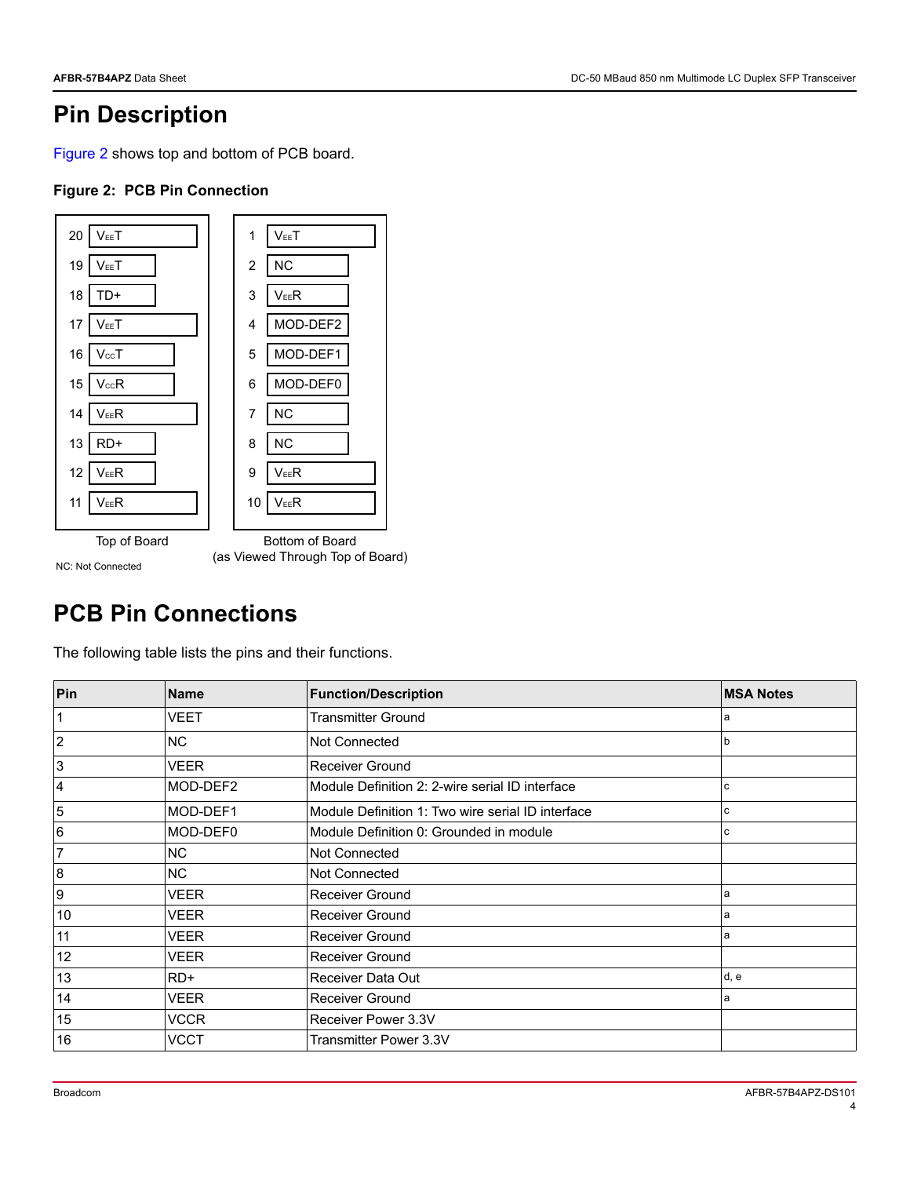# Pin Description

Figure 2 shows top and bottom of PCB board.

**Figure 2: PCB Pin Connection**

| Top of Board | | Bottom of Board (as Viewed Through Top of Board) | |
|---|---|---|---|
| 20 | $V_{EE}T$ | 1 | $V_{EE}T$ |
| 19 | $V_{EE}T$ | 2 | NC |
| 18 | TD+ | 3 | $V_{EE}R$ |
| 17 | $V_{EE}T$ | 4 | MOD-DEF2 |
| 16 | $V_{CC}T$ | 5 | MOD-DEF1 |
| 15 | $V_{CC}R$ | 6 | MOD-DEF0 |
| 14 | $V_{EE}R$ | 7 | NC |
| 13 | RD+ | 8 | NC |
| 12 | $V_{EE}R$ | 9 | $V_{EE}R$ |
| 11 | $V_{EE}R$ | 10 | $V_{EE}R$ |

NC: Not Connected

# PCB Pin Connections

The following table lists the pins and their functions.

| Pin | Name | Function/Description | MSA Notes |
|---|---|---|---|
| 1 | VEET | Transmitter Ground | a |
| 2 | NC | Not Connected | b |
| 3 | VEER | Receiver Ground | |
| 4 | MOD-DEF2 | Module Definition 2: 2-wire serial ID interface | c |
| 5 | MOD-DEF1 | Module Definition 1: Two wire serial ID interface | c |
| 6 | MOD-DEF0 | Module Definition 0: Grounded in module | c |
| 7 | NC | Not Connected | |
| 8 | NC | Not Connected | |
| 9 | VEER | Receiver Ground | a |
| 10 | VEER | Receiver Ground | a |
| 11 | VEER | Receiver Ground | a |
| 12 | VEER | Receiver Ground | |
| 13 | RD+ | Receiver Data Out | d, e |
| 14 | VEER | Receiver Ground | a |
| 15 | VCCR | Receiver Power 3.3V | |
| 16 | VCCT | Transmitter Power 3.3V | |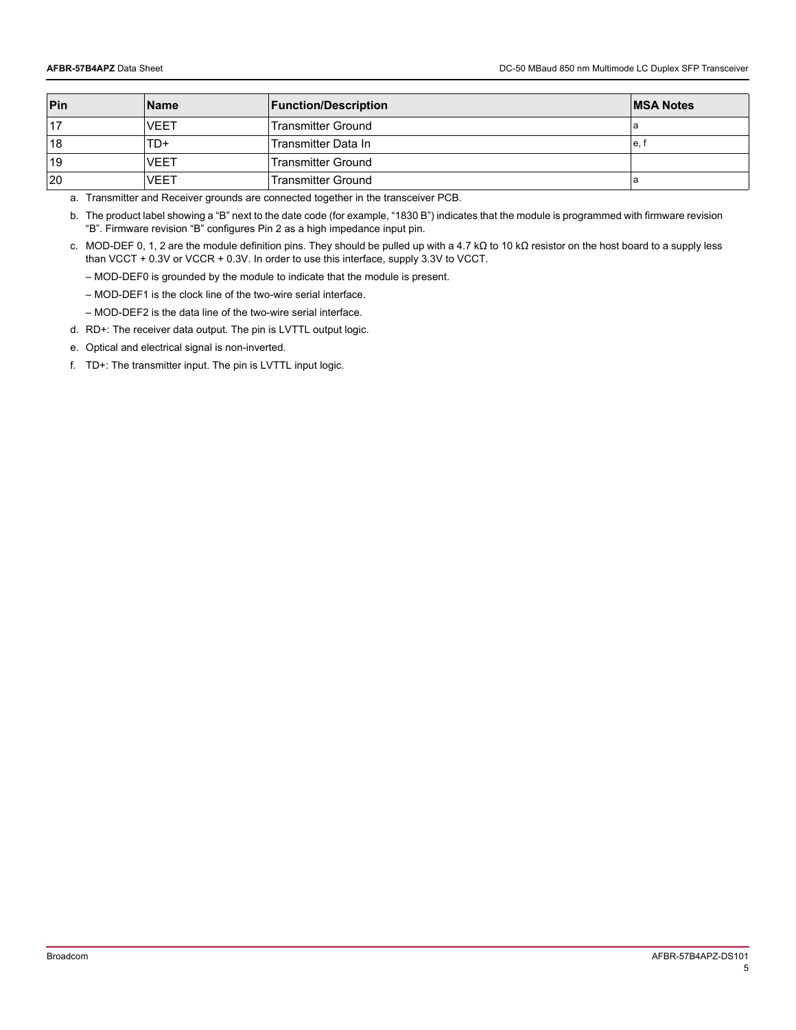| Pin | Name | Function/Description | MSA Notes |
|---|---|---|---|
| 17 | VEET | Transmitter Ground | a |
| 18 | TD+ | Transmitter Data In | e, f |
| 19 | VEET | Transmitter Ground | |
| 20 | VEET | Transmitter Ground | a |

a. Transmitter and Receiver grounds are connected together in the transceiver PCB.

b. The product label showing a "B" next to the date code (for example, "1830 B") indicates that the module is programmed with firmware revision "B". Firmware revision "B" configures Pin 2 as a high impedance input pin.

c. MOD-DEF 0, 1, 2 are the module definition pins. They should be pulled up with a 4.7 kΩ to 10 kΩ resistor on the host board to a supply less than VCCT + 0.3V or VCCR + 0.3V. In order to use this interface, supply 3.3V to VCCT.

– MOD-DEF0 is grounded by the module to indicate that the module is present.

– MOD-DEF1 is the clock line of the two-wire serial interface.

– MOD-DEF2 is the data line of the two-wire serial interface.

d. RD+: The receiver data output. The pin is LVTTL output logic.

e. Optical and electrical signal is non-inverted.

f. TD+: The transmitter input. The pin is LVTTL input logic.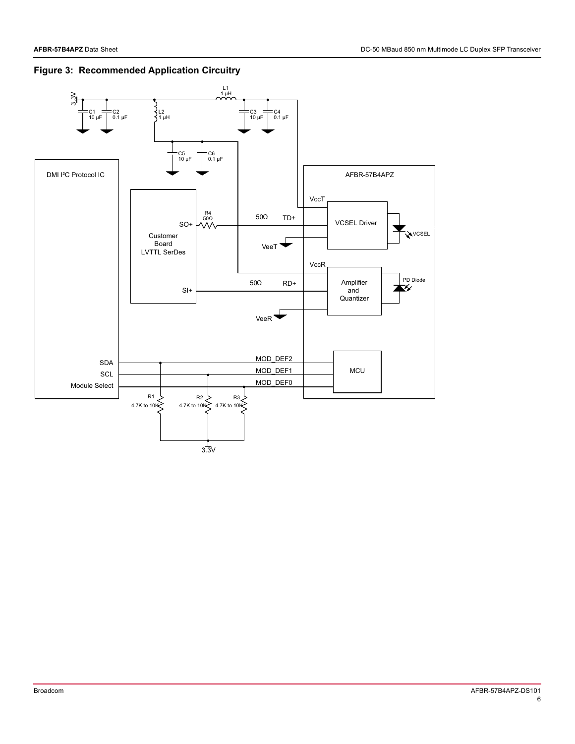## Figure 3: Recommended Application Circuitry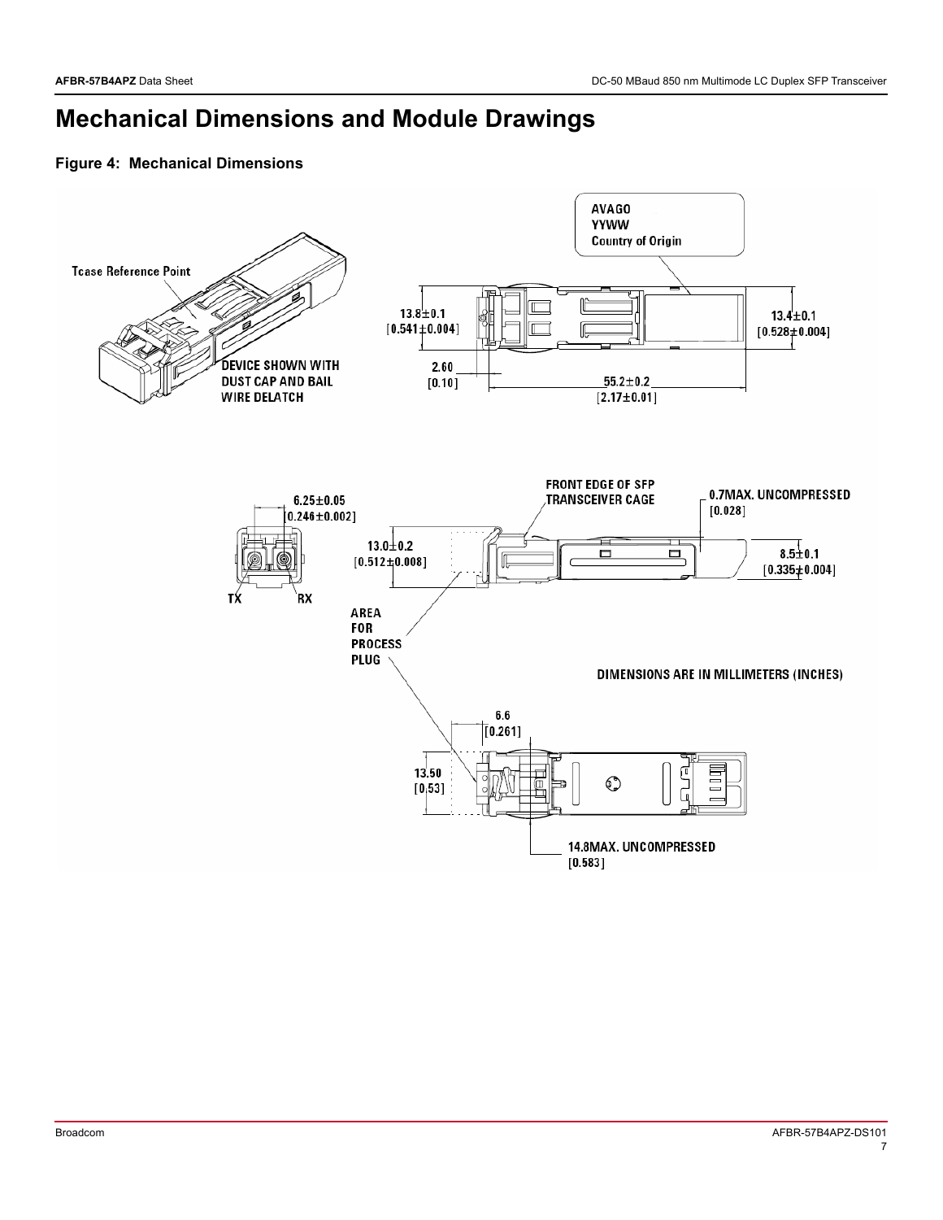# Mechanical Dimensions and Module Drawings

**Figure 4: Mechanical Dimensions**

AVAGO
YYWW
Country of Origin

Tcase Reference Point

DEVICE SHOWN WITH DUST CAP AND BAIL WIRE DELATCH

13.8±0.1 [0.541±0.004]

13.4±0.1 [0.528±0.004]

2.60 [0.10]

55.2±0.2 [2.17±0.01]

6.25±0.05 [0.246±0.002]

TX RX

FRONT EDGE OF SFP TRANSCEIVER CAGE

0.7MAX. UNCOMPRESSED [0.028]

13.0±0.2 [0.512±0.008]

8.5±0.1 [0.335±0.004]

AREA FOR PROCESS PLUG

DIMENSIONS ARE IN MILLIMETERS (INCHES)

6.6 [0.261]

13.50 [0.53]

14.8MAX. UNCOMPRESSED [0.583]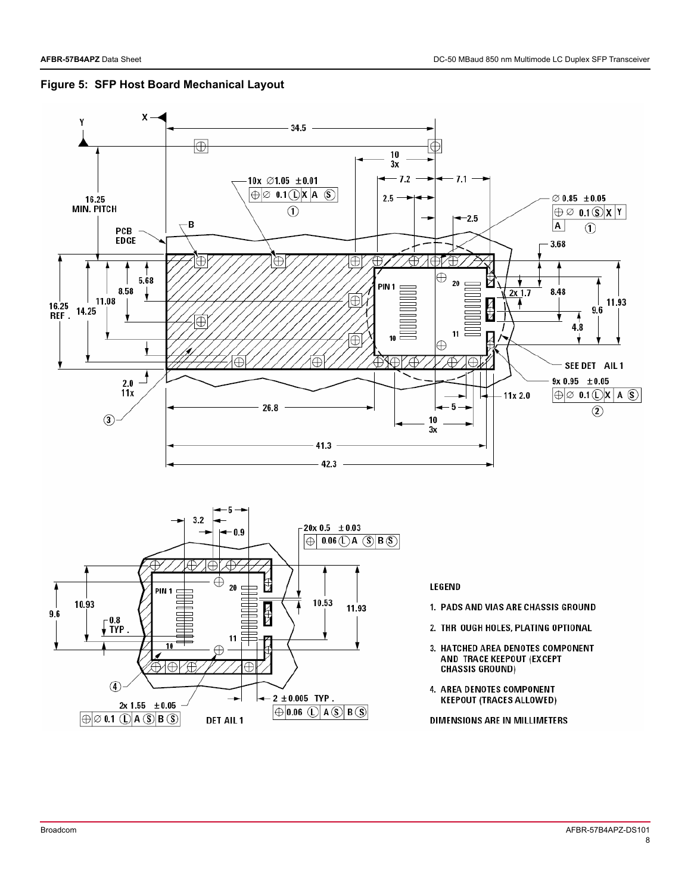## Figure 5: SFP Host Board Mechanical Layout

LEGEND

1. PADS AND VIAS ARE CHASSIS GROUND
2. THROUGH HOLES, PLATING OPTIONAL
3. HATCHED AREA DENOTES COMPONENT AND TRACE KEEPOUT (EXCEPT CHASSIS GROUND)
4. AREA DENOTES COMPONENT KEEPOUT (TRACES ALLOWED)

DIMENSIONS ARE IN MILLIMETERS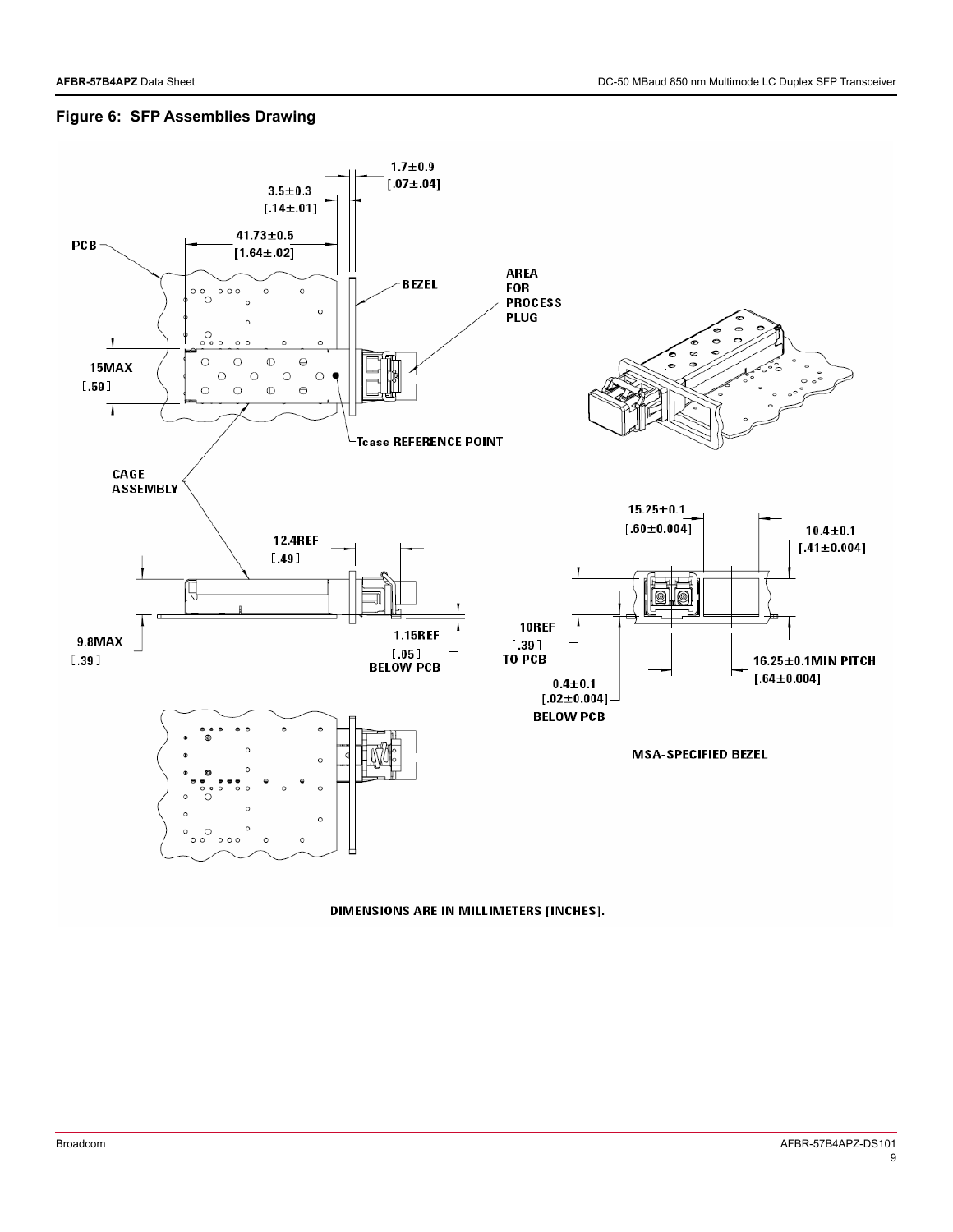## Figure 6: SFP Assemblies Drawing

1.7±0.9
[.07±.04]

3.5±0.3
[.14±.01]

41.73±0.5
[1.64±.02]

PCB

BEZEL

AREA FOR PROCESS PLUG

15MAX
[.59]

Tcase REFERENCE POINT

CAGE ASSEMBLY

12.4REF
[.49]

9.8MAX
[.39]

1.15REF
[.05]
BELOW PCB

15.25±0.1
[.60±0.004]

10.4±0.1
[.41±0.004]

10REF
[.39]
TO PCB

0.4±0.1
[.02±0.004]
BELOW PCB

16.25±0.1MIN PITCH
[.64±0.004]

MSA-SPECIFIED BEZEL

DIMENSIONS ARE IN MILLIMETERS [INCHES].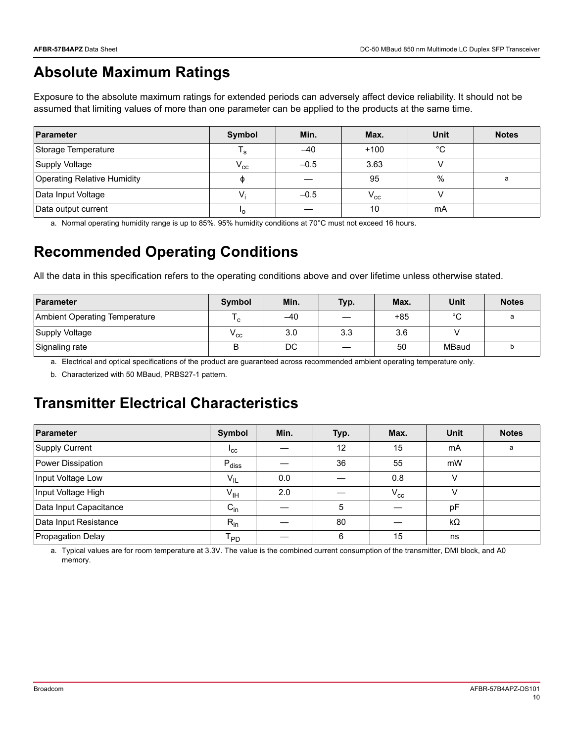# Absolute Maximum Ratings

Exposure to the absolute maximum ratings for extended periods can adversely affect device reliability. It should not be assumed that limiting values of more than one parameter can be applied to the products at the same time.

| Parameter | Symbol | Min. | Max. | Unit | Notes |
|---|---|---|---|---|---|
| Storage Temperature | $T_s$ | –40 | +100 | °C | |
| Supply Voltage | $V_{cc}$ | –0.5 | 3.63 | V | |
| Operating Relative Humidity | ϕ | — | 95 | % | a |
| Data Input Voltage | $V_i$ | –0.5 | $V_{cc}$ | V | |
| Data output current | $I_o$ | — | 10 | mA | |

a. Normal operating humidity range is up to 85%. 95% humidity conditions at 70°C must not exceed 16 hours.

# Recommended Operating Conditions

All the data in this specification refers to the operating conditions above and over lifetime unless otherwise stated.

| Parameter | Symbol | Min. | Typ. | Max. | Unit | Notes |
|---|---|---|---|---|---|---|
| Ambient Operating Temperature | $T_c$ | –40 | — | +85 | °C | a |
| Supply Voltage | $V_{cc}$ | 3.0 | 3.3 | 3.6 | V | |
| Signaling rate | B | DC | — | 50 | MBaud | b |

a. Electrical and optical specifications of the product are guaranteed across recommended ambient operating temperature only.

b. Characterized with 50 MBaud, PRBS27-1 pattern.

# Transmitter Electrical Characteristics

| Parameter | Symbol | Min. | Typ. | Max. | Unit | Notes |
|---|---|---|---|---|---|---|
| Supply Current | $I_{cc}$ | — | 12 | 15 | mA | a |
| Power Dissipation | $P_{diss}$ | — | 36 | 55 | mW | |
| Input Voltage Low | $V_{IL}$ | 0.0 | — | 0.8 | V | |
| Input Voltage High | $V_{IH}$ | 2.0 | — | $V_{cc}$ | V | |
| Data Input Capacitance | $C_{in}$ | — | 5 | — | pF | |
| Data Input Resistance | $R_{in}$ | — | 80 | — | kΩ | |
| Propagation Delay | $T_{PD}$ | — | 6 | 15 | ns | |

a. Typical values are for room temperature at 3.3V. The value is the combined current consumption of the transmitter, DMI block, and A0 memory.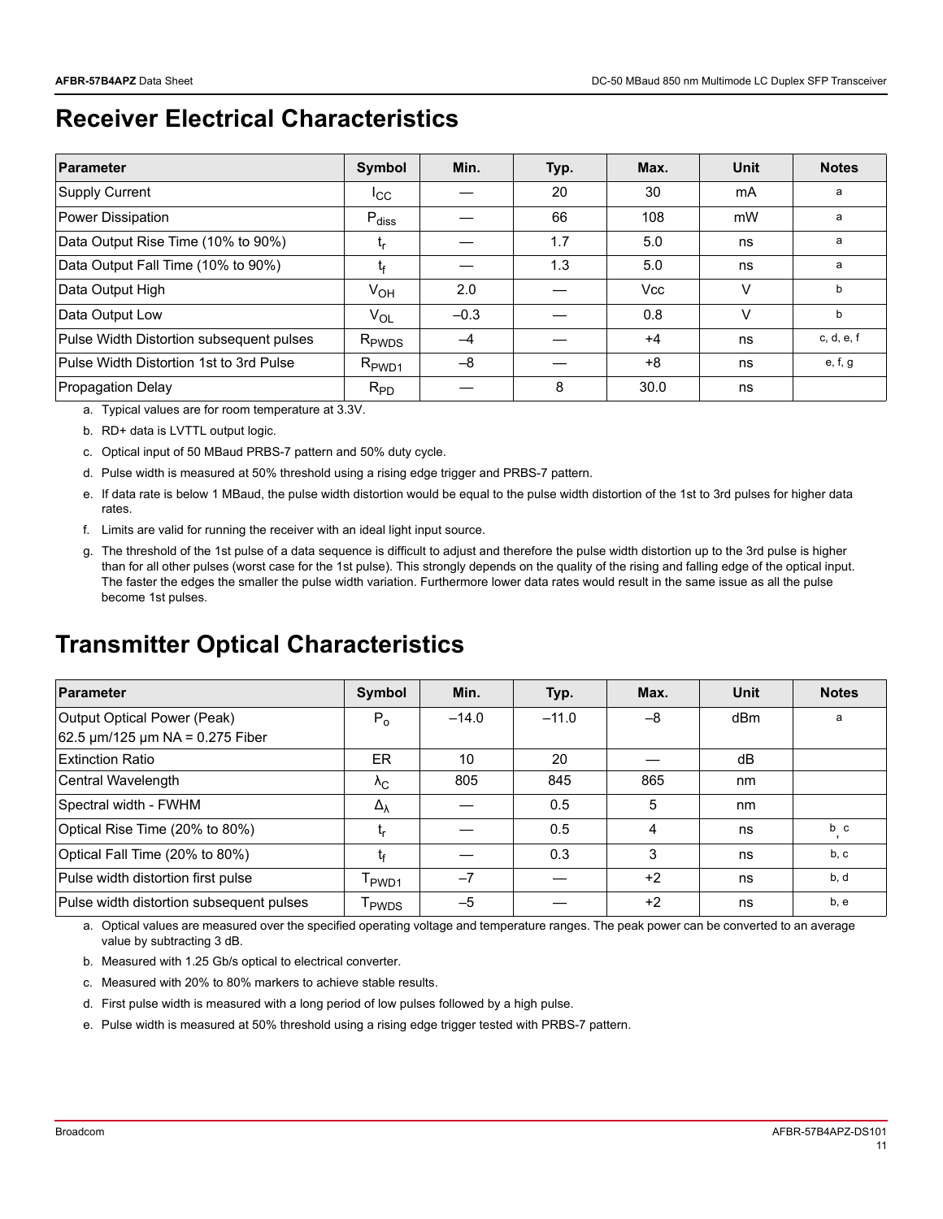# Receiver Electrical Characteristics

| Parameter | Symbol | Min. | Typ. | Max. | Unit | Notes |
|---|---|---|---|---|---|---|
| Supply Current | $I_{CC}$ | — | 20 | 30 | mA | a |
| Power Dissipation | $P_{diss}$ | — | 66 | 108 | mW | a |
| Data Output Rise Time (10% to 90%) | $t_r$ | — | 1.7 | 5.0 | ns | a |
| Data Output Fall Time (10% to 90%) | $t_f$ | — | 1.3 | 5.0 | ns | a |
| Data Output High | $V_{OH}$ | 2.0 | — | Vcc | V | b |
| Data Output Low | $V_{OL}$ | –0.3 | — | 0.8 | V | b |
| Pulse Width Distortion subsequent pulses | $R_{PWDS}$ | –4 | — | +4 | ns | c, d, e, f |
| Pulse Width Distortion 1st to 3rd Pulse | $R_{PWD1}$ | –8 | — | +8 | ns | e, f, g |
| Propagation Delay | $R_{PD}$ | — | 8 | 30.0 | ns | |

a. Typical values are for room temperature at 3.3V.

b. RD+ data is LVTTL output logic.

c. Optical input of 50 MBaud PRBS-7 pattern and 50% duty cycle.

d. Pulse width is measured at 50% threshold using a rising edge trigger and PRBS-7 pattern.

e. If data rate is below 1 MBaud, the pulse width distortion would be equal to the pulse width distortion of the 1st to 3rd pulses for higher data rates.

f. Limits are valid for running the receiver with an ideal light input source.

g. The threshold of the 1st pulse of a data sequence is difficult to adjust and therefore the pulse width distortion up to the 3rd pulse is higher than for all other pulses (worst case for the 1st pulse). This strongly depends on the quality of the rising and falling edge of the optical input. The faster the edges the smaller the pulse width variation. Furthermore lower data rates would result in the same issue as all the pulse become 1st pulses.

# Transmitter Optical Characteristics

| Parameter | Symbol | Min. | Typ. | Max. | Unit | Notes |
|---|---|---|---|---|---|---|
| Output Optical Power (Peak) 62.5 µm/125 µm NA = 0.275 Fiber | $P_o$ | –14.0 | –11.0 | –8 | dBm | a |
| Extinction Ratio | ER | 10 | 20 | — | dB | |
| Central Wavelength | $\lambda_C$ | 805 | 845 | 865 | nm | |
| Spectral width - FWHM | $\Delta_\lambda$ | — | 0.5 | 5 | nm | |
| Optical Rise Time (20% to 80%) | $t_r$ | — | 0.5 | 4 | ns | b, c |
| Optical Fall Time (20% to 80%) | $t_f$ | — | 0.3 | 3 | ns | b, c |
| Pulse width distortion first pulse | $T_{PWD1}$ | –7 | — | +2 | ns | b, d |
| Pulse width distortion subsequent pulses | $T_{PWDS}$ | –5 | — | +2 | ns | b, e |

a. Optical values are measured over the specified operating voltage and temperature ranges. The peak power can be converted to an average value by subtracting 3 dB.

b. Measured with 1.25 Gb/s optical to electrical converter.

c. Measured with 20% to 80% markers to achieve stable results.

d. First pulse width is measured with a long period of low pulses followed by a high pulse.

e. Pulse width is measured at 50% threshold using a rising edge trigger tested with PRBS-7 pattern.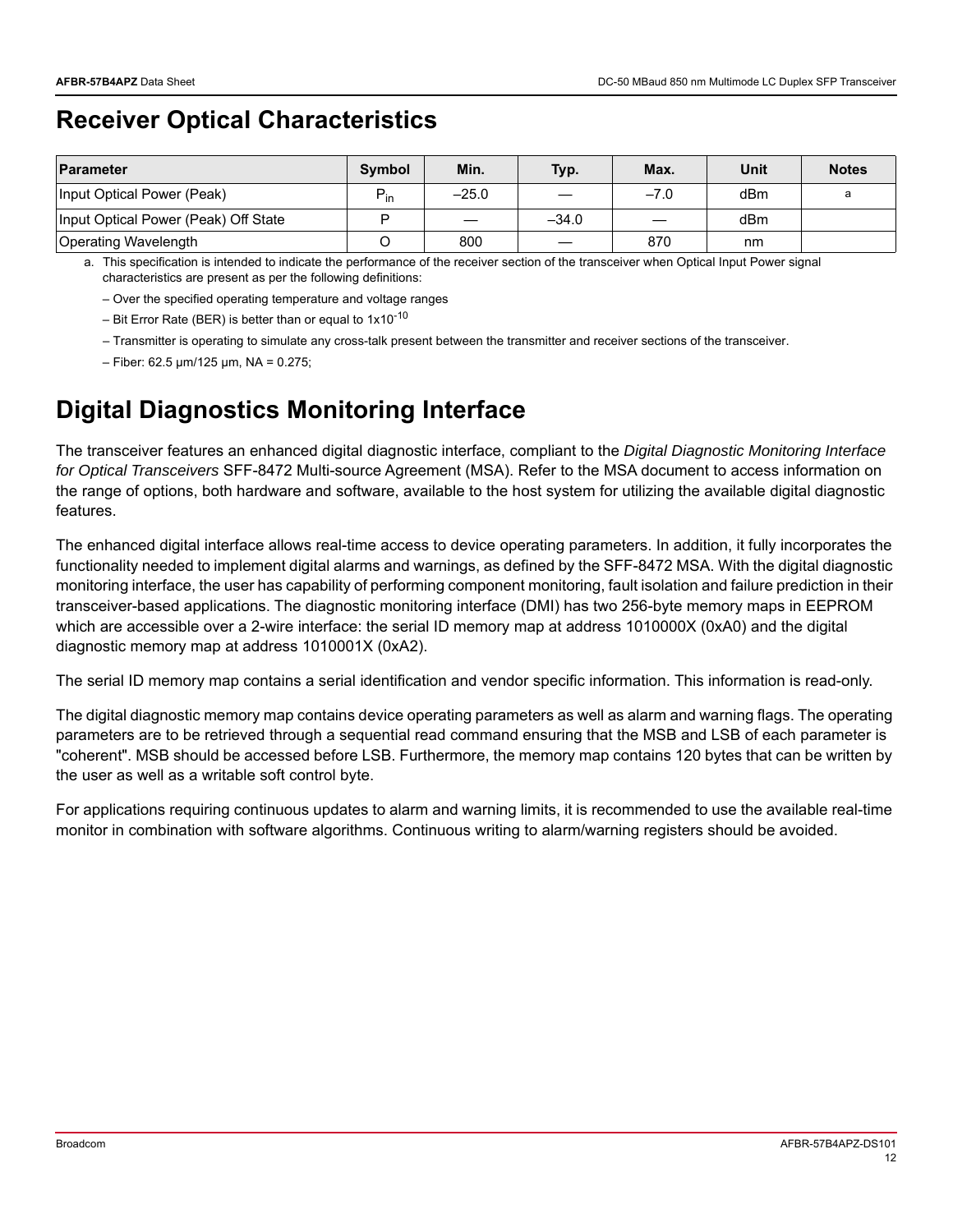# Receiver Optical Characteristics

| Parameter | Symbol | Min. | Typ. | Max. | Unit | Notes |
|---|---|---|---|---|---|---|
| Input Optical Power (Peak) | $P_{in}$ | –25.0 | — | –7.0 | dBm | a |
| Input Optical Power (Peak) Off State | P | — | –34.0 | — | dBm | |
| Operating Wavelength | O | 800 | — | 870 | nm | |

a. This specification is intended to indicate the performance of the receiver section of the transceiver when Optical Input Power signal characteristics are present as per the following definitions:

– Over the specified operating temperature and voltage ranges

– Bit Error Rate (BER) is better than or equal to $1x10^{-10}$

– Transmitter is operating to simulate any cross-talk present between the transmitter and receiver sections of the transceiver.

– Fiber: 62.5 µm/125 µm, NA = 0.275;

# Digital Diagnostics Monitoring Interface

The transceiver features an enhanced digital diagnostic interface, compliant to the *Digital Diagnostic Monitoring Interface for Optical Transceivers* SFF-8472 Multi-source Agreement (MSA). Refer to the MSA document to access information on the range of options, both hardware and software, available to the host system for utilizing the available digital diagnostic features.

The enhanced digital interface allows real-time access to device operating parameters. In addition, it fully incorporates the functionality needed to implement digital alarms and warnings, as defined by the SFF-8472 MSA. With the digital diagnostic monitoring interface, the user has capability of performing component monitoring, fault isolation and failure prediction in their transceiver-based applications. The diagnostic monitoring interface (DMI) has two 256-byte memory maps in EEPROM which are accessible over a 2-wire interface: the serial ID memory map at address 1010000X (0xA0) and the digital diagnostic memory map at address 1010001X (0xA2).

The serial ID memory map contains a serial identification and vendor specific information. This information is read-only.

The digital diagnostic memory map contains device operating parameters as well as alarm and warning flags. The operating parameters are to be retrieved through a sequential read command ensuring that the MSB and LSB of each parameter is "coherent". MSB should be accessed before LSB. Furthermore, the memory map contains 120 bytes that can be written by the user as well as a writable soft control byte.

For applications requiring continuous updates to alarm and warning limits, it is recommended to use the available real-time monitor in combination with software algorithms. Continuous writing to alarm/warning registers should be avoided.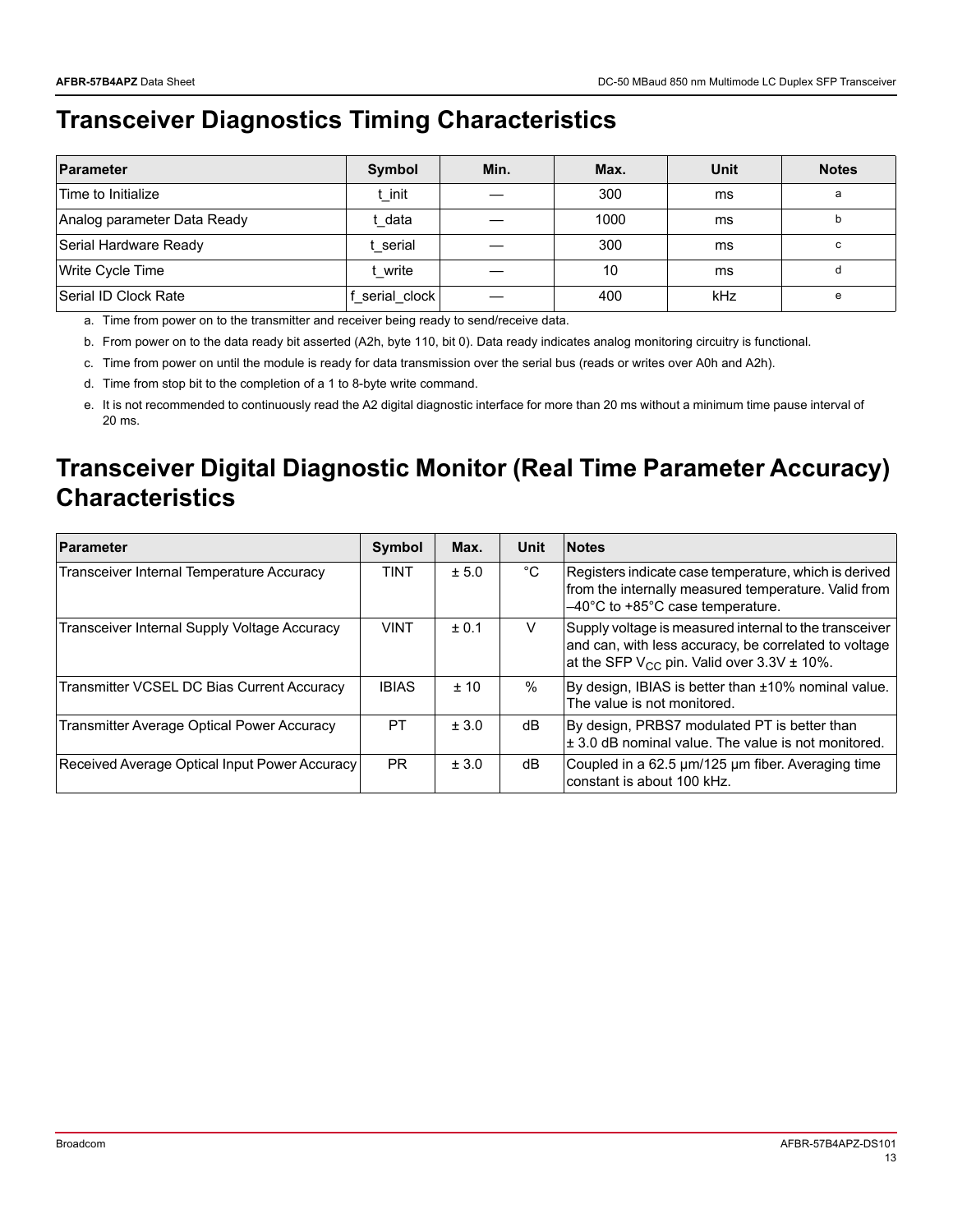# Transceiver Diagnostics Timing Characteristics

| Parameter | Symbol | Min. | Max. | Unit | Notes |
|---|---|---|---|---|---|
| Time to Initialize | t_init | — | 300 | ms | a |
| Analog parameter Data Ready | t_data | — | 1000 | ms | b |
| Serial Hardware Ready | t_serial | — | 300 | ms | c |
| Write Cycle Time | t_write | — | 10 | ms | d |
| Serial ID Clock Rate | f_serial_clock | — | 400 | kHz | e |

a. Time from power on to the transmitter and receiver being ready to send/receive data.

b. From power on to the data ready bit asserted (A2h, byte 110, bit 0). Data ready indicates analog monitoring circuitry is functional.

c. Time from power on until the module is ready for data transmission over the serial bus (reads or writes over A0h and A2h).

d. Time from stop bit to the completion of a 1 to 8-byte write command.

e. It is not recommended to continuously read the A2 digital diagnostic interface for more than 20 ms without a minimum time pause interval of 20 ms.

# Transceiver Digital Diagnostic Monitor (Real Time Parameter Accuracy) Characteristics

| Parameter | Symbol | Max. | Unit | Notes |
|---|---|---|---|---|
| Transceiver Internal Temperature Accuracy | TINT | ± 5.0 | °C | Registers indicate case temperature, which is derived from the internally measured temperature. Valid from –40°C to +85°C case temperature. |
| Transceiver Internal Supply Voltage Accuracy | VINT | ± 0.1 | V | Supply voltage is measured internal to the transceiver and can, with less accuracy, be correlated to voltage at the SFP $V_{CC}$ pin. Valid over 3.3V ± 10%. |
| Transmitter VCSEL DC Bias Current Accuracy | IBIAS | ± 10 | % | By design, IBIAS is better than ±10% nominal value. The value is not monitored. |
| Transmitter Average Optical Power Accuracy | PT | ± 3.0 | dB | By design, PRBS7 modulated PT is better than ± 3.0 dB nominal value. The value is not monitored. |
| Received Average Optical Input Power Accuracy | PR | ± 3.0 | dB | Coupled in a 62.5 μm/125 μm fiber. Averaging time constant is about 100 kHz. |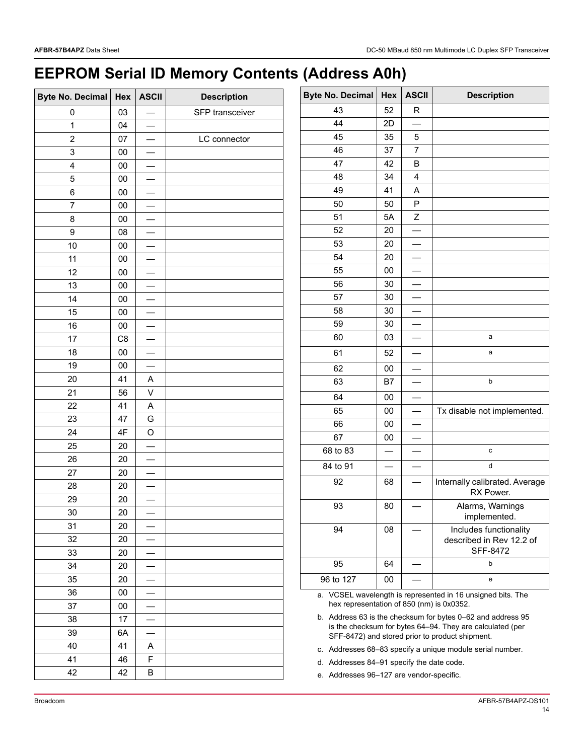# EEPROM Serial ID Memory Contents (Address A0h)

| Byte No. Decimal | Hex | ASCII | Description |
|---|---|---|---|
| 0 | 03 | — | SFP transceiver |
| 1 | 04 | — | |
| 2 | 07 | — | LC connector |
| 3 | 00 | — | |
| 4 | 00 | — | |
| 5 | 00 | — | |
| 6 | 00 | — | |
| 7 | 00 | — | |
| 8 | 00 | — | |
| 9 | 08 | — | |
| 10 | 00 | — | |
| 11 | 00 | — | |
| 12 | 00 | — | |
| 13 | 00 | — | |
| 14 | 00 | — | |
| 15 | 00 | — | |
| 16 | 00 | — | |
| 17 | C8 | — | |
| 18 | 00 | — | |
| 19 | 00 | — | |
| 20 | 41 | A | |
| 21 | 56 | V | |
| 22 | 41 | A | |
| 23 | 47 | G | |
| 24 | 4F | O | |
| 25 | 20 | — | |
| 26 | 20 | — | |
| 27 | 20 | — | |
| 28 | 20 | — | |
| 29 | 20 | — | |
| 30 | 20 | — | |
| 31 | 20 | — | |
| 32 | 20 | — | |
| 33 | 20 | — | |
| 34 | 20 | — | |
| 35 | 20 | — | |
| 36 | 00 | — | |
| 37 | 00 | — | |
| 38 | 17 | — | |
| 39 | 6A | — | |
| 40 | 41 | A | |
| 41 | 46 | F | |
| 42 | 42 | B | |
| 43 | 52 | R | |
| 44 | 2D | — | |
| 45 | 35 | 5 | |
| 46 | 37 | 7 | |
| 47 | 42 | B | |
| 48 | 34 | 4 | |
| 49 | 41 | A | |
| 50 | 50 | P | |
| 51 | 5A | Z | |
| 52 | 20 | — | |
| 53 | 20 | — | |
| 54 | 20 | — | |
| 55 | 00 | — | |
| 56 | 30 | — | |
| 57 | 30 | — | |
| 58 | 30 | — | |
| 59 | 30 | — | |
| 60 | 03 | — | a |
| 61 | 52 | — | a |
| 62 | 00 | — | |
| 63 | B7 | — | b |
| 64 | 00 | — | |
| 65 | 00 | — | Tx disable not implemented. |
| 66 | 00 | — | |
| 67 | 00 | — | |
| 68 to 83 | — | — | c |
| 84 to 91 | — | — | d |
| 92 | 68 | — | Internally calibrated. Average RX Power. |
| 93 | 80 | — | Alarms, Warnings implemented. |
| 94 | 08 | — | Includes functionality described in Rev 12.2 of SFF-8472 |
| 95 | 64 | — | b |
| 96 to 127 | 00 | — | e |

a. VCSEL wavelength is represented in 16 unsigned bits. The hex representation of 850 (nm) is 0x0352.

b. Address 63 is the checksum for bytes 0–62 and address 95 is the checksum for bytes 64–94. They are calculated (per SFF-8472) and stored prior to product shipment.

c. Addresses 68–83 specify a unique module serial number.

d. Addresses 84–91 specify the date code.

e. Addresses 96–127 are vendor-specific.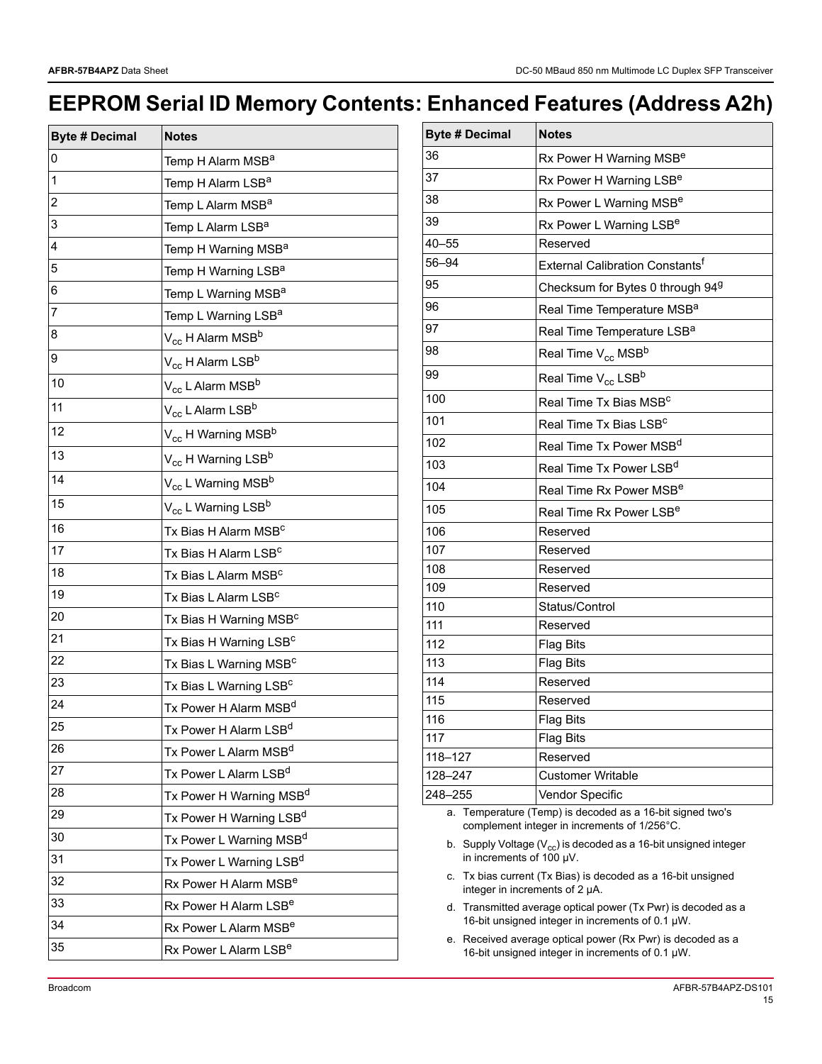# EEPROM Serial ID Memory Contents: Enhanced Features (Address A2h)

| Byte # Decimal | Notes |
|---|---|
| 0 | Temp H Alarm MSB[a] |
| 1 | Temp H Alarm LSB[a] |
| 2 | Temp L Alarm MSB[a] |
| 3 | Temp L Alarm LSB[a] |
| 4 | Temp H Warning MSB[a] |
| 5 | Temp H Warning LSB[a] |
| 6 | Temp L Warning MSB[a] |
| 7 | Temp L Warning LSB[a] |
| 8 | $V_{cc}$ H Alarm MSB[b] |
| 9 | $V_{cc}$ H Alarm LSB[b] |
| 10 | $V_{cc}$ L Alarm MSB[b] |
| 11 | $V_{cc}$ L Alarm LSB[b] |
| 12 | $V_{cc}$ H Warning MSB[b] |
| 13 | $V_{cc}$ H Warning LSB[b] |
| 14 | $V_{cc}$ L Warning MSB[b] |
| 15 | $V_{cc}$ L Warning LSB[b] |
| 16 | Tx Bias H Alarm MSB[c] |
| 17 | Tx Bias H Alarm LSB[c] |
| 18 | Tx Bias L Alarm MSB[c] |
| 19 | Tx Bias L Alarm LSB[c] |
| 20 | Tx Bias H Warning MSB[c] |
| 21 | Tx Bias H Warning LSB[c] |
| 22 | Tx Bias L Warning MSB[c] |
| 23 | Tx Bias L Warning LSB[c] |
| 24 | Tx Power H Alarm MSB[d] |
| 25 | Tx Power H Alarm LSB[d] |
| 26 | Tx Power L Alarm MSB[d] |
| 27 | Tx Power L Alarm LSB[d] |
| 28 | Tx Power H Warning MSB[d] |
| 29 | Tx Power H Warning LSB[d] |
| 30 | Tx Power L Warning MSB[d] |
| 31 | Tx Power L Warning LSB[d] |
| 32 | Rx Power H Alarm MSB[e] |
| 33 | Rx Power H Alarm LSB[e] |
| 34 | Rx Power L Alarm MSB[e] |
| 35 | Rx Power L Alarm LSB[e] |
| 36 | Rx Power H Warning MSB[e] |
| 37 | Rx Power H Warning LSB[e] |
| 38 | Rx Power L Warning MSB[e] |
| 39 | Rx Power L Warning LSB[e] |
| 40–55 | Reserved |
| 56–94 | External Calibration Constants[f] |
| 95 | Checksum for Bytes 0 through 94[g] |
| 96 | Real Time Temperature MSB[a] |
| 97 | Real Time Temperature LSB[a] |
| 98 | Real Time $V_{cc}$ MSB[b] |
| 99 | Real Time $V_{cc}$ LSB[b] |
| 100 | Real Time Tx Bias MSB[c] |
| 101 | Real Time Tx Bias LSB[c] |
| 102 | Real Time Tx Power MSB[d] |
| 103 | Real Time Tx Power LSB[d] |
| 104 | Real Time Rx Power MSB[e] |
| 105 | Real Time Rx Power LSB[e] |
| 106 | Reserved |
| 107 | Reserved |
| 108 | Reserved |
| 109 | Reserved |
| 110 | Status/Control |
| 111 | Reserved |
| 112 | Flag Bits |
| 113 | Flag Bits |
| 114 | Reserved |
| 115 | Reserved |
| 116 | Flag Bits |
| 117 | Flag Bits |
| 118–127 | Reserved |
| 128–247 | Customer Writable |
| 248–255 | Vendor Specific |

a. Temperature (Temp) is decoded as a 16-bit signed two's complement integer in increments of 1/256°C.

b. Supply Voltage ($V_{cc}$) is decoded as a 16-bit unsigned integer in increments of 100 µV.

c. Tx bias current (Tx Bias) is decoded as a 16-bit unsigned integer in increments of 2 µA.

d. Transmitted average optical power (Tx Pwr) is decoded as a 16-bit unsigned integer in increments of 0.1 µW.

e. Received average optical power (Rx Pwr) is decoded as a 16-bit unsigned integer in increments of 0.1 µW.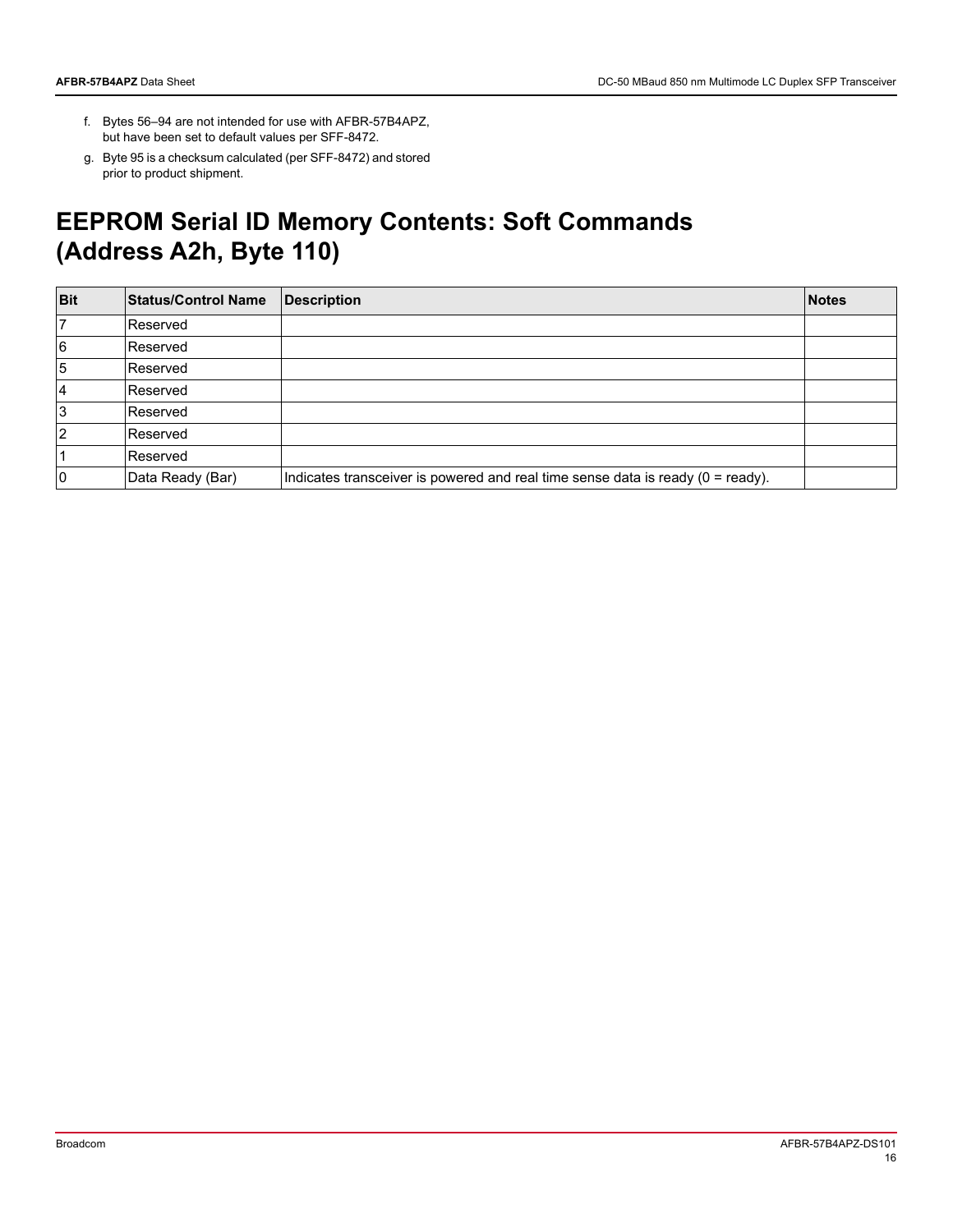f. Bytes 56–94 are not intended for use with AFBR-57B4APZ, but have been set to default values per SFF-8472.

g. Byte 95 is a checksum calculated (per SFF-8472) and stored prior to product shipment.

# EEPROM Serial ID Memory Contents: Soft Commands (Address A2h, Byte 110)

| Bit | Status/Control Name | Description | Notes |
|---|---|---|---|
| 7 | Reserved | | |
| 6 | Reserved | | |
| 5 | Reserved | | |
| 4 | Reserved | | |
| 3 | Reserved | | |
| 2 | Reserved | | |
| 1 | Reserved | | |
| 0 | Data Ready (Bar) | Indicates transceiver is powered and real time sense data is ready (0 = ready). | |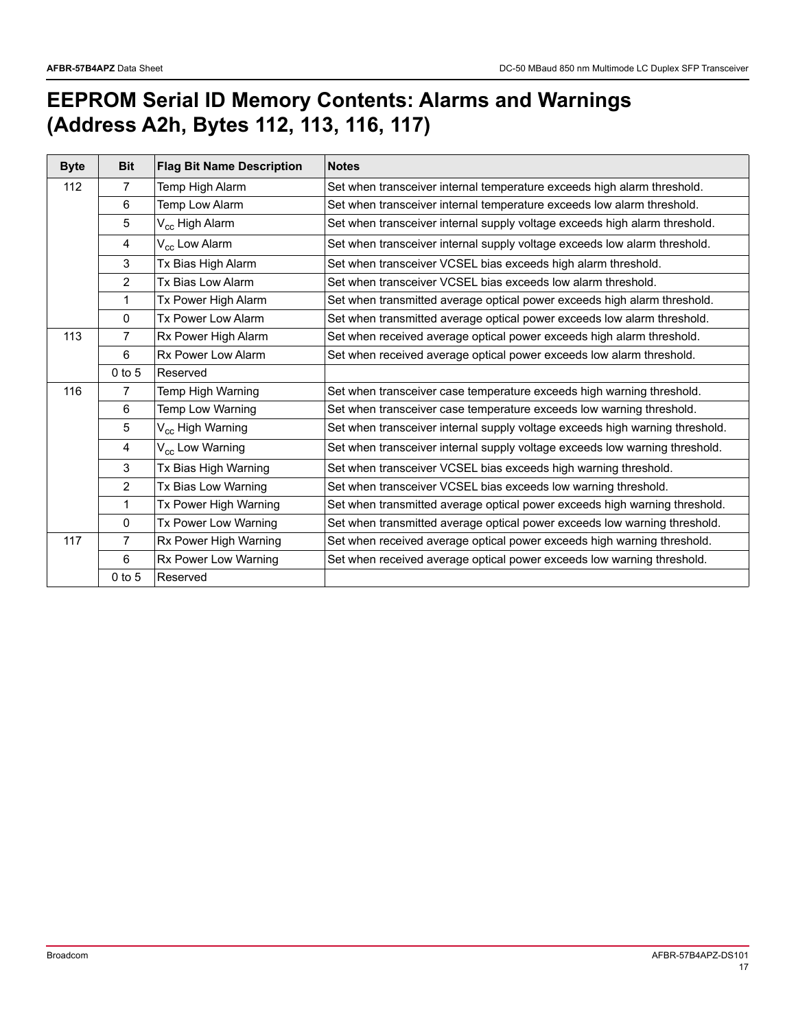# EEPROM Serial ID Memory Contents: Alarms and Warnings (Address A2h, Bytes 112, 113, 116, 117)

| Byte | Bit | Flag Bit Name Description | Notes |
|---|---|---|---|
| 112 | 7 | Temp High Alarm | Set when transceiver internal temperature exceeds high alarm threshold. |
| | 6 | Temp Low Alarm | Set when transceiver internal temperature exceeds low alarm threshold. |
| | 5 | $V_{cc}$ High Alarm | Set when transceiver internal supply voltage exceeds high alarm threshold. |
| | 4 | $V_{cc}$ Low Alarm | Set when transceiver internal supply voltage exceeds low alarm threshold. |
| | 3 | Tx Bias High Alarm | Set when transceiver VCSEL bias exceeds high alarm threshold. |
| | 2 | Tx Bias Low Alarm | Set when transceiver VCSEL bias exceeds low alarm threshold. |
| | 1 | Tx Power High Alarm | Set when transmitted average optical power exceeds high alarm threshold. |
| | 0 | Tx Power Low Alarm | Set when transmitted average optical power exceeds low alarm threshold. |
| 113 | 7 | Rx Power High Alarm | Set when received average optical power exceeds high alarm threshold. |
| | 6 | Rx Power Low Alarm | Set when received average optical power exceeds low alarm threshold. |
| | 0 to 5 | Reserved | |
| 116 | 7 | Temp High Warning | Set when transceiver case temperature exceeds high warning threshold. |
| | 6 | Temp Low Warning | Set when transceiver case temperature exceeds low warning threshold. |
| | 5 | $V_{cc}$ High Warning | Set when transceiver internal supply voltage exceeds high warning threshold. |
| | 4 | $V_{cc}$ Low Warning | Set when transceiver internal supply voltage exceeds low warning threshold. |
| | 3 | Tx Bias High Warning | Set when transceiver VCSEL bias exceeds high warning threshold. |
| | 2 | Tx Bias Low Warning | Set when transceiver VCSEL bias exceeds low warning threshold. |
| | 1 | Tx Power High Warning | Set when transmitted average optical power exceeds high warning threshold. |
| | 0 | Tx Power Low Warning | Set when transmitted average optical power exceeds low warning threshold. |
| 117 | 7 | Rx Power High Warning | Set when received average optical power exceeds high warning threshold. |
| | 6 | Rx Power Low Warning | Set when received average optical power exceeds low warning threshold. |
| | 0 to 5 | Reserved | |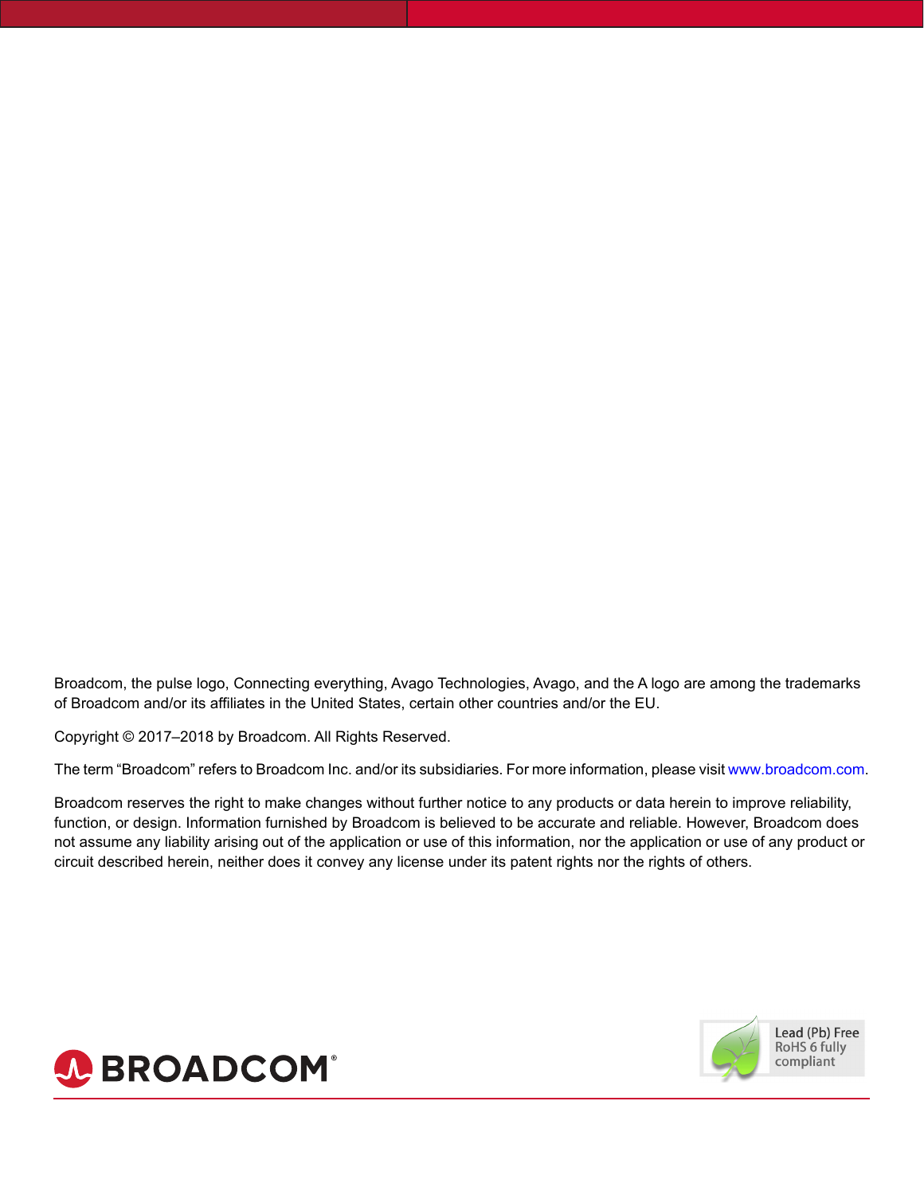Broadcom, the pulse logo, Connecting everything, Avago Technologies, Avago, and the A logo are among the trademarks of Broadcom and/or its affiliates in the United States, certain other countries and/or the EU.

Copyright © 2017–2018 by Broadcom. All Rights Reserved.

The term “Broadcom” refers to Broadcom Inc. and/or its subsidiaries. For more information, please visit www.broadcom.com.

Broadcom reserves the right to make changes without further notice to any products or data herein to improve reliability, function, or design. Information furnished by Broadcom is believed to be accurate and reliable. However, Broadcom does not assume any liability arising out of the application or use of this information, nor the application or use of any product or circuit described herein, neither does it convey any license under its patent rights nor the rights of others.

BROADCOM®

Lead (Pb) Free
RoHS 6 fully
compliant